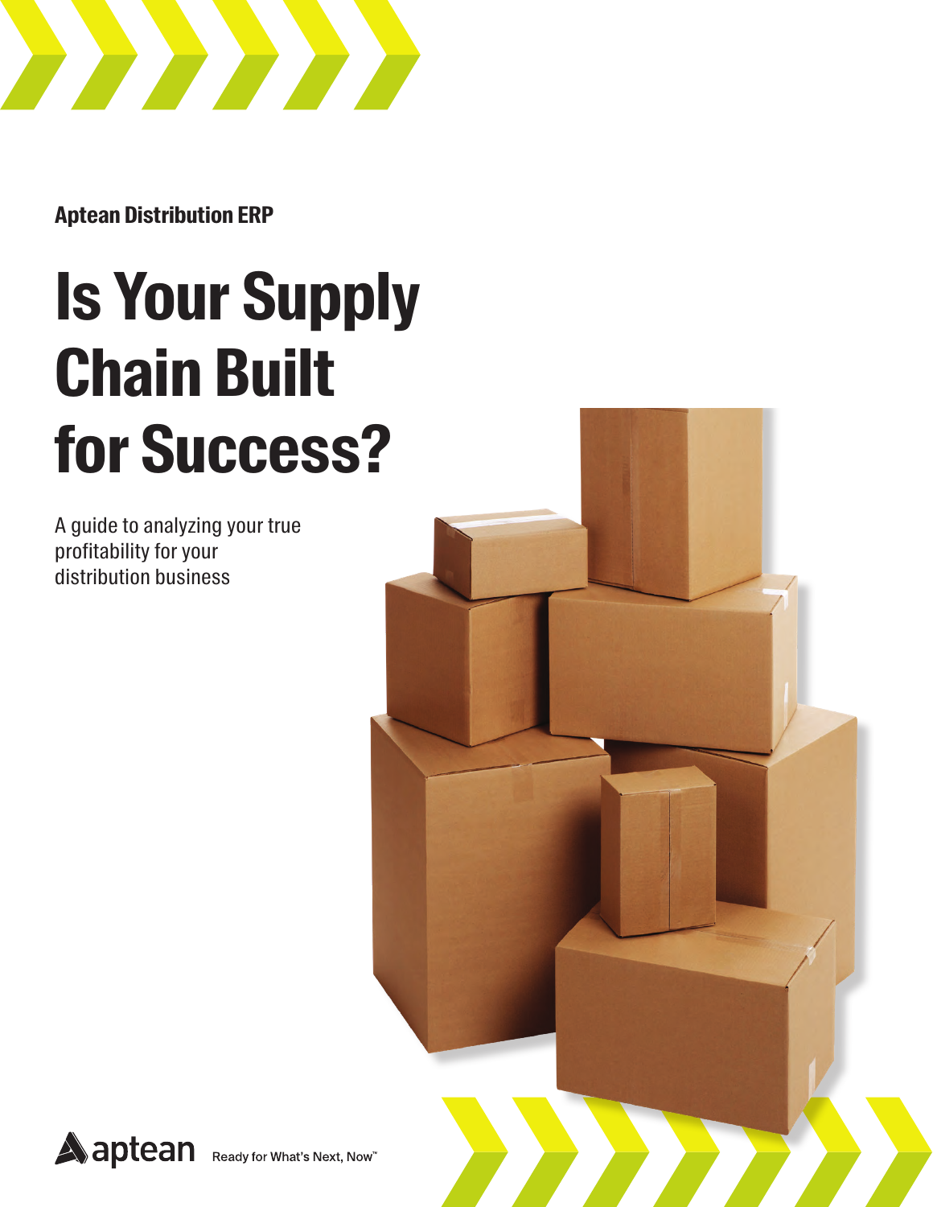**Aptean Distribution ERP**

# Is Your Supply Chain Built for Success?

A guide to analyzing your true profitability for your distribution business

aptean Ready for What's Next, Now™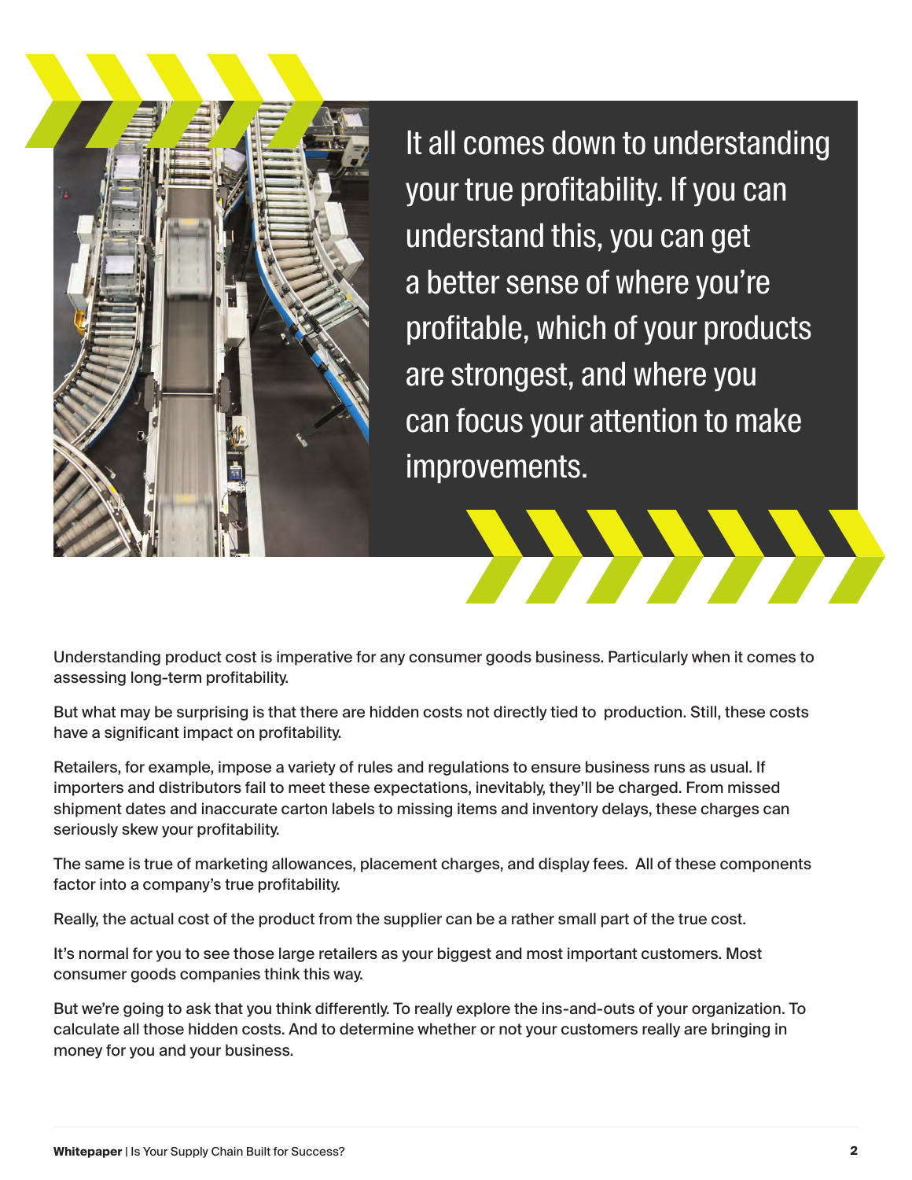It all comes down to understanding your true profitability. If you can understand this, you can get a better sense of where you're profitable, which of your products are strongest, and where you can focus your attention to make improvements.

Understanding product cost is imperative for any consumer goods business. Particularly when it comes to assessing long-term profitability.

But what may be surprising is that there are hidden costs not directly tied to production. Still, these costs have a significant impact on profitability.

Retailers, for example, impose a variety of rules and regulations to ensure business runs as usual. If importers and distributors fail to meet these expectations, inevitably, they'll be charged. From missed shipment dates and inaccurate carton labels to missing items and inventory delays, these charges can seriously skew your profitability.

The same is true of marketing allowances, placement charges, and display fees. All of these components factor into a company's true profitability.

Really, the actual cost of the product from the supplier can be a rather small part of the true cost.

It's normal for you to see those large retailers as your biggest and most important customers. Most consumer goods companies think this way.

But we're going to ask that you think differently. To really explore the ins-and-outs of your organization. To calculate all those hidden costs. And to determine whether or not your customers really are bringing in money for you and your business.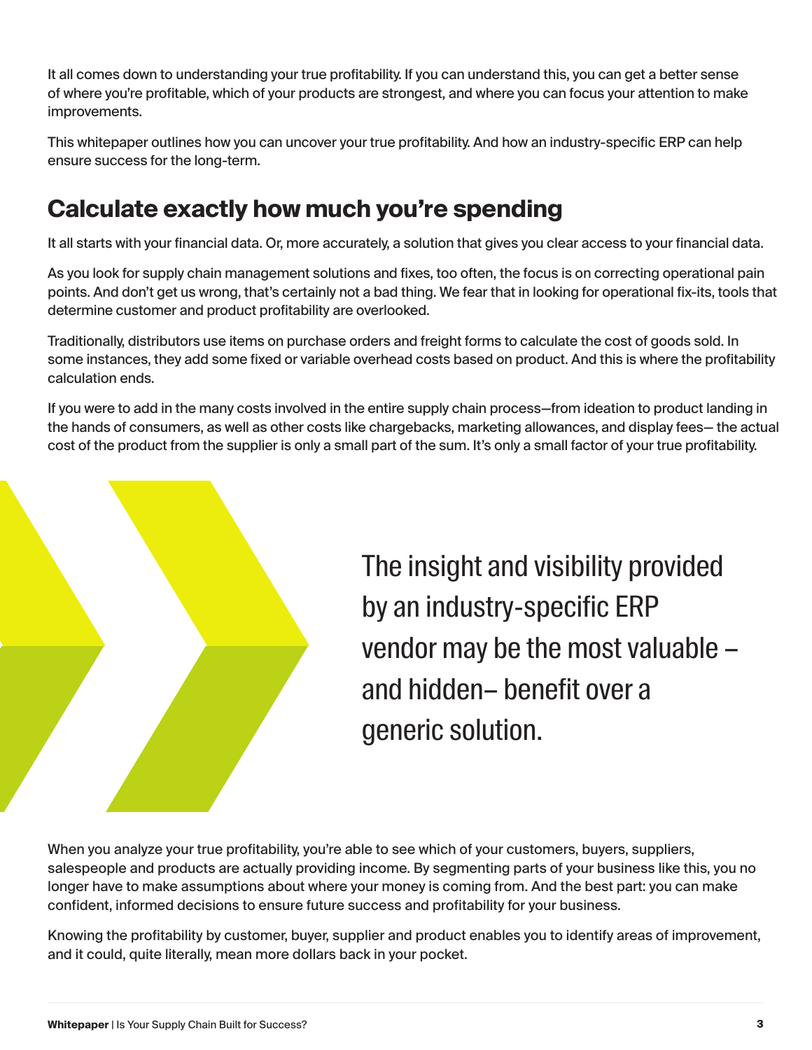It all comes down to understanding your true profitability. If you can understand this, you can get a better sense of where you're profitable, which of your products are strongest, and where you can focus your attention to make improvements.

This whitepaper outlines how you can uncover your true profitability. And how an industry-specific ERP can help ensure success for the long-term.

## Calculate exactly how much you're spending

It all starts with your financial data. Or, more accurately, a solution that gives you clear access to your financial data.

As you look for supply chain management solutions and fixes, too often, the focus is on correcting operational pain points. And don't get us wrong, that's certainly not a bad thing. We fear that in looking for operational fix-its, tools that determine customer and product profitability are overlooked.

Traditionally, distributors use items on purchase orders and freight forms to calculate the cost of goods sold. In some instances, they add some fixed or variable overhead costs based on product. And this is where the profitability calculation ends.

If you were to add in the many costs involved in the entire supply chain process—from ideation to product landing in the hands of consumers, as well as other costs like chargebacks, marketing allowances, and display fees— the actual cost of the product from the supplier is only a small part of the sum. It's only a small factor of your true profitability.

> The insight and visibility provided by an industry-specific ERP vendor may be the most valuable – and hidden– benefit over a generic solution.

When you analyze your true profitability, you're able to see which of your customers, buyers, suppliers, salespeople and products are actually providing income. By segmenting parts of your business like this, you no longer have to make assumptions about where your money is coming from. And the best part: you can make confident, informed decisions to ensure future success and profitability for your business.

Knowing the profitability by customer, buyer, supplier and product enables you to identify areas of improvement, and it could, quite literally, mean more dollars back in your pocket.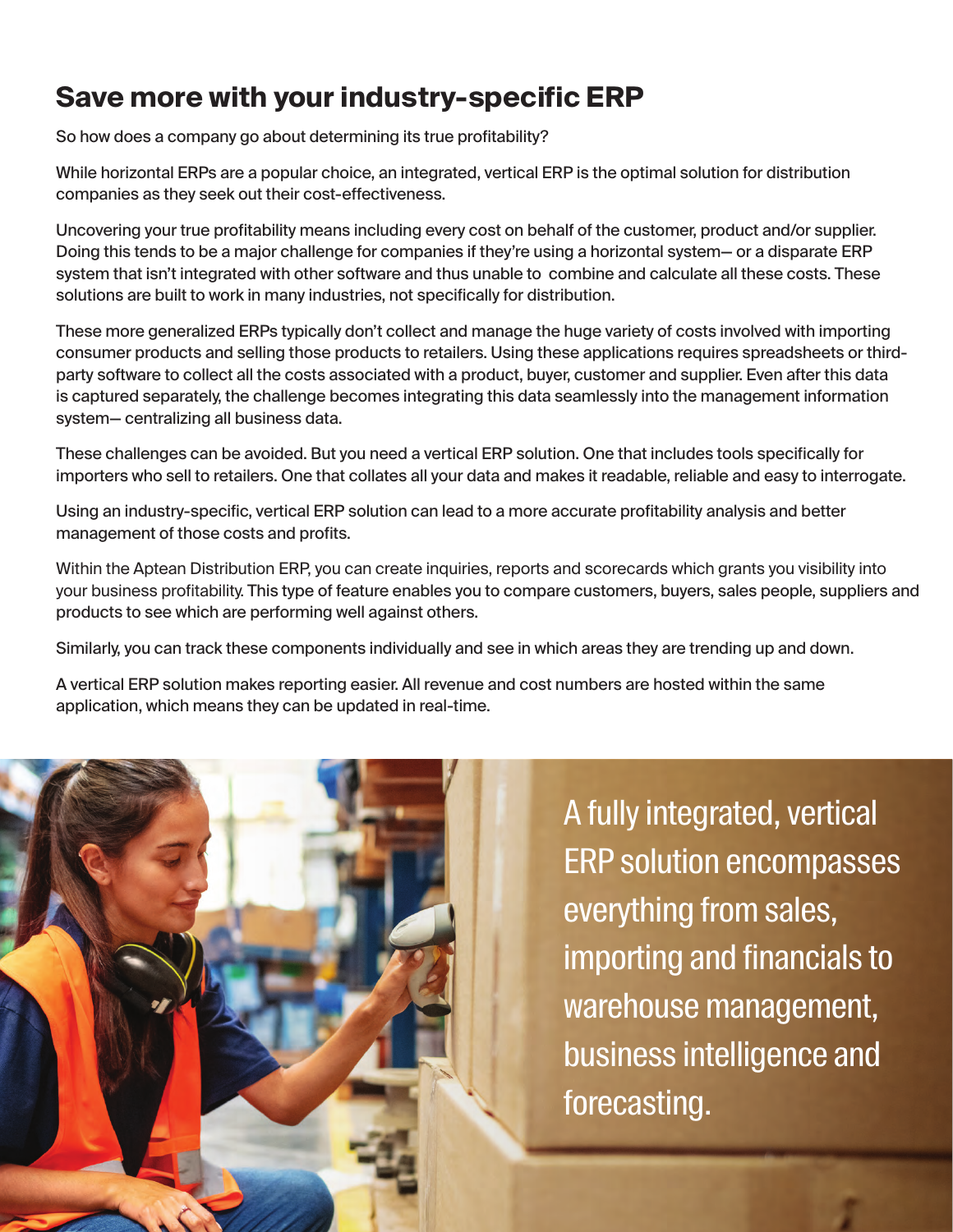## Save more with your industry-specific ERP

So how does a company go about determining its true profitability?

While horizontal ERPs are a popular choice, an integrated, vertical ERP is the optimal solution for distribution companies as they seek out their cost-effectiveness.

Uncovering your true profitability means including every cost on behalf of the customer, product and/or supplier. Doing this tends to be a major challenge for companies if they're using a horizontal system— or a disparate ERP system that isn't integrated with other software and thus unable to combine and calculate all these costs. These solutions are built to work in many industries, not specifically for distribution.

These more generalized ERPs typically don't collect and manage the huge variety of costs involved with importing consumer products and selling those products to retailers. Using these applications requires spreadsheets or third-party software to collect all the costs associated with a product, buyer, customer and supplier. Even after this data is captured separately, the challenge becomes integrating this data seamlessly into the management information system— centralizing all business data.

These challenges can be avoided. But you need a vertical ERP solution. One that includes tools specifically for importers who sell to retailers. One that collates all your data and makes it readable, reliable and easy to interrogate.

Using an industry-specific, vertical ERP solution can lead to a more accurate profitability analysis and better management of those costs and profits.

Within the Aptean Distribution ERP, you can create inquiries, reports and scorecards which grants you visibility into your business profitability. This type of feature enables you to compare customers, buyers, sales people, suppliers and products to see which are performing well against others.

Similarly, you can track these components individually and see in which areas they are trending up and down.

A vertical ERP solution makes reporting easier. All revenue and cost numbers are hosted within the same application, which means they can be updated in real-time.

A fully integrated, vertical ERP solution encompasses everything from sales, importing and financials to warehouse management, business intelligence and forecasting.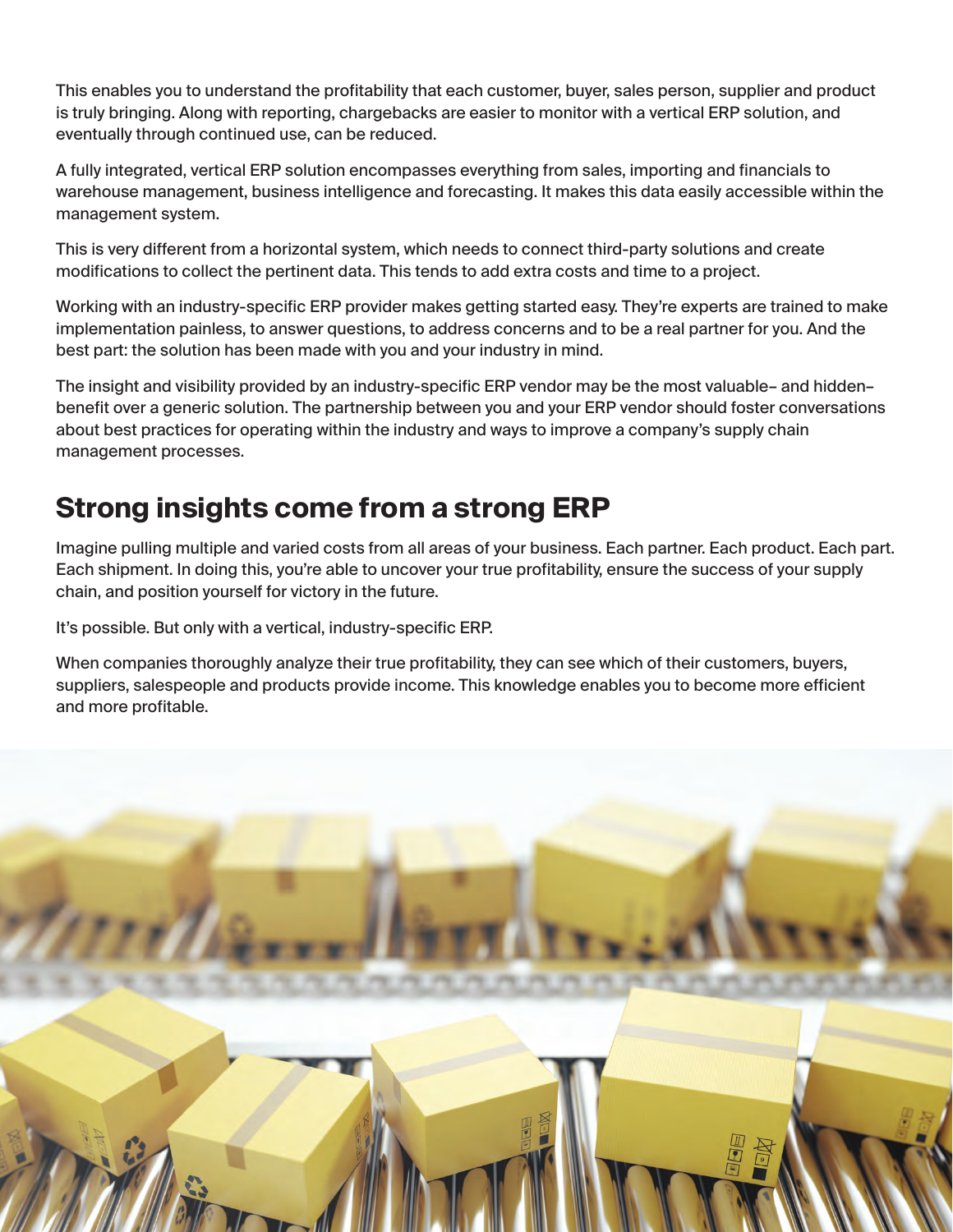This enables you to understand the profitability that each customer, buyer, sales person, supplier and product is truly bringing. Along with reporting, chargebacks are easier to monitor with a vertical ERP solution, and eventually through continued use, can be reduced.

A fully integrated, vertical ERP solution encompasses everything from sales, importing and financials to warehouse management, business intelligence and forecasting. It makes this data easily accessible within the management system.

This is very different from a horizontal system, which needs to connect third-party solutions and create modifications to collect the pertinent data. This tends to add extra costs and time to a project.

Working with an industry-specific ERP provider makes getting started easy. They're experts are trained to make implementation painless, to answer questions, to address concerns and to be a real partner for you. And the best part: the solution has been made with you and your industry in mind.

The insight and visibility provided by an industry-specific ERP vendor may be the most valuable– and hidden– benefit over a generic solution. The partnership between you and your ERP vendor should foster conversations about best practices for operating within the industry and ways to improve a company's supply chain management processes.

## Strong insights come from a strong ERP

Imagine pulling multiple and varied costs from all areas of your business. Each partner. Each product. Each part. Each shipment. In doing this, you're able to uncover your true profitability, ensure the success of your supply chain, and position yourself for victory in the future.

It's possible. But only with a vertical, industry-specific ERP.

When companies thoroughly analyze their true profitability, they can see which of their customers, buyers, suppliers, salespeople and products provide income. This knowledge enables you to become more efficient and more profitable.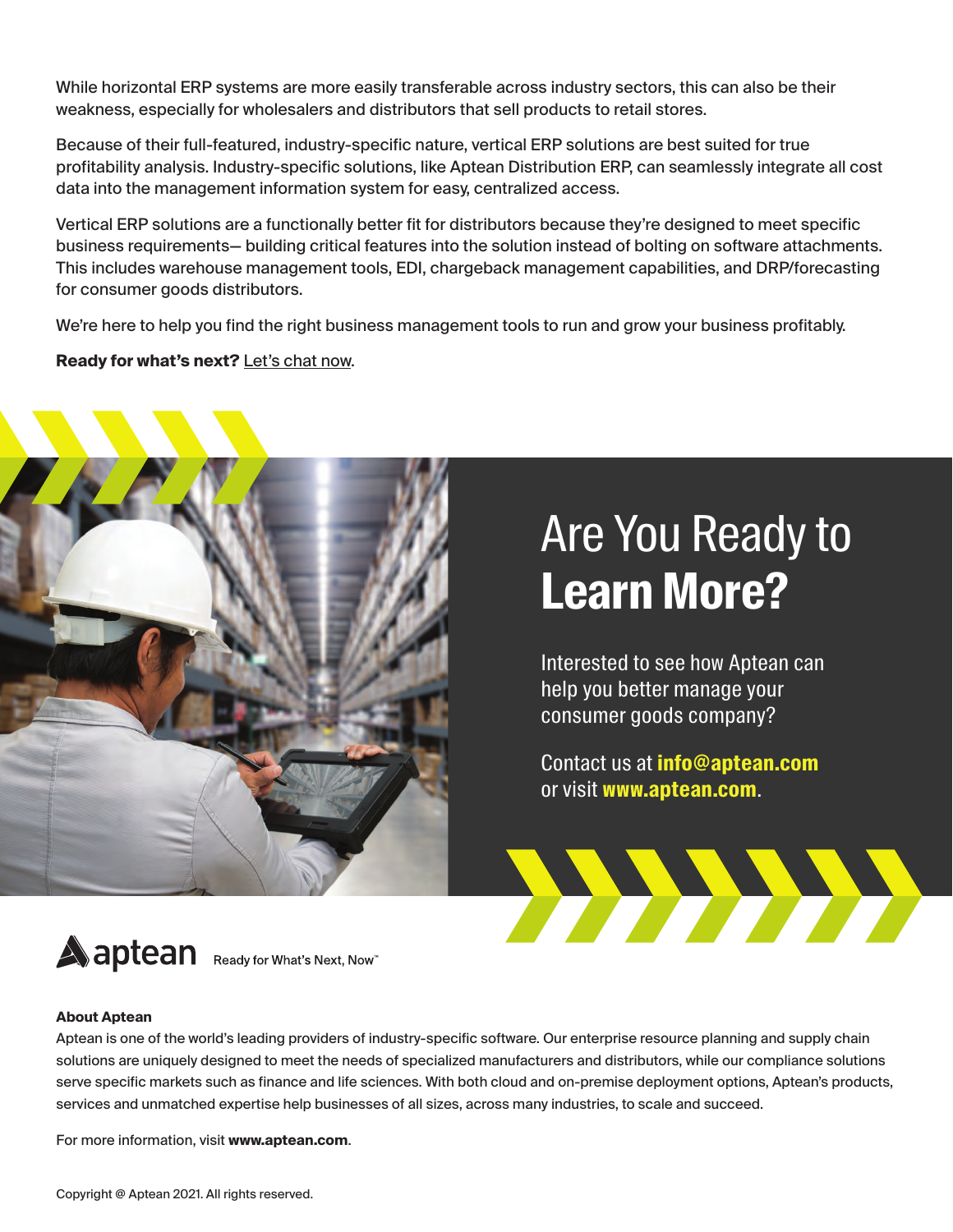While horizontal ERP systems are more easily transferable across industry sectors, this can also be their weakness, especially for wholesalers and distributors that sell products to retail stores.

Because of their full-featured, industry-specific nature, vertical ERP solutions are best suited for true profitability analysis. Industry-specific solutions, like Aptean Distribution ERP, can seamlessly integrate all cost data into the management information system for easy, centralized access.

Vertical ERP solutions are a functionally better fit for distributors because they're designed to meet specific business requirements— building critical features into the solution instead of bolting on software attachments. This includes warehouse management tools, EDI, chargeback management capabilities, and DRP/forecasting for consumer goods distributors.

We're here to help you find the right business management tools to run and grow your business profitably.

**Ready for what's next?** Let's chat now.

## Are You Ready to **Learn More?**

Interested to see how Aptean can help you better manage your consumer goods company?

Contact us at **info@aptean.com** or visit **www.aptean.com**.

aptean Ready for What's Next, Now™

**About Aptean**

Aptean is one of the world's leading providers of industry-specific software. Our enterprise resource planning and supply chain solutions are uniquely designed to meet the needs of specialized manufacturers and distributors, while our compliance solutions serve specific markets such as finance and life sciences. With both cloud and on-premise deployment options, Aptean's products, services and unmatched expertise help businesses of all sizes, across many industries, to scale and succeed.

For more information, visit **www.aptean.com**.

Copyright @ Aptean 2021. All rights reserved.